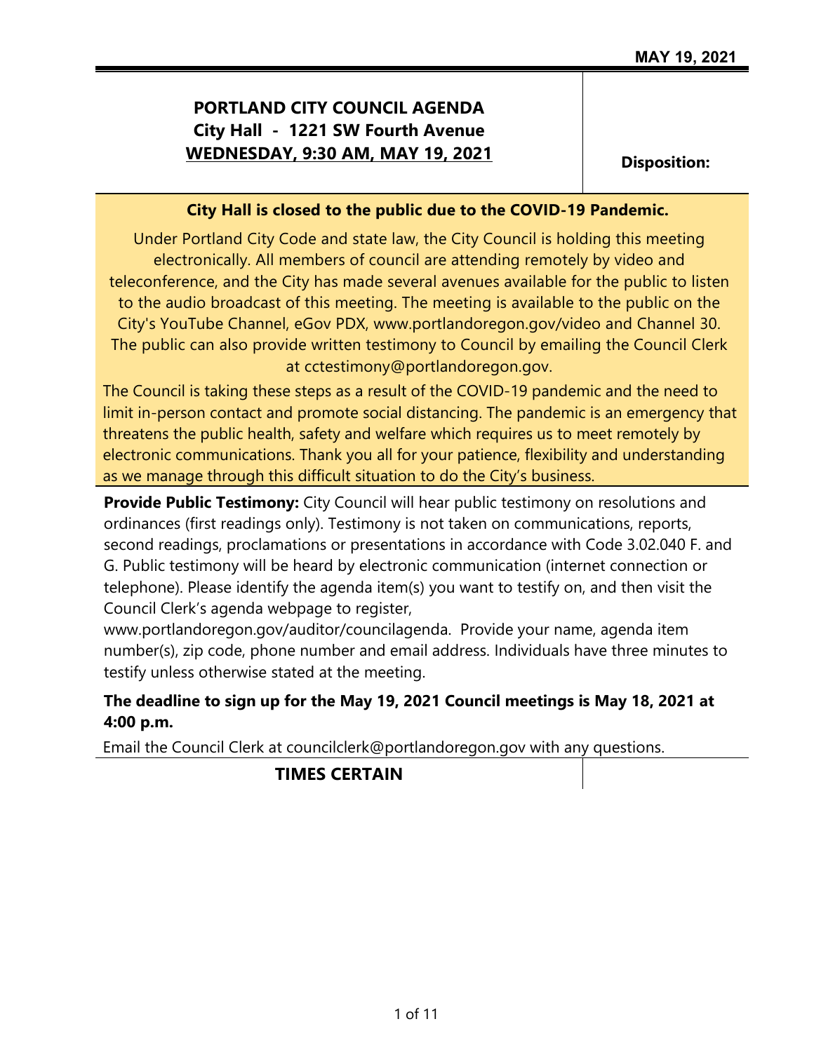MAY 19, 2021

# PORTLAND CITY COUNCIL AGENDA
## City Hall - 1221 SW Fourth Avenue
## WEDNESDAY, 9:30 AM, MAY 19, 2021

**Disposition:**

**City Hall is closed to the public due to the COVID-19 Pandemic.**

Under Portland City Code and state law, the City Council is holding this meeting electronically. All members of council are attending remotely by video and teleconference, and the City has made several avenues available for the public to listen to the audio broadcast of this meeting. The meeting is available to the public on the City's YouTube Channel, eGov PDX, www.portlandoregon.gov/video and Channel 30. The public can also provide written testimony to Council by emailing the Council Clerk at cctestimony@portlandoregon.gov.

The Council is taking these steps as a result of the COVID-19 pandemic and the need to limit in-person contact and promote social distancing. The pandemic is an emergency that threatens the public health, safety and welfare which requires us to meet remotely by electronic communications. Thank you all for your patience, flexibility and understanding as we manage through this difficult situation to do the City's business.

**Provide Public Testimony:** City Council will hear public testimony on resolutions and ordinances (first readings only). Testimony is not taken on communications, reports, second readings, proclamations or presentations in accordance with Code 3.02.040 F. and G. Public testimony will be heard by electronic communication (internet connection or telephone). Please identify the agenda item(s) you want to testify on, and then visit the Council Clerk's agenda webpage to register, www.portlandoregon.gov/auditor/councilagenda. Provide your name, agenda item number(s), zip code, phone number and email address. Individuals have three minutes to testify unless otherwise stated at the meeting.

**The deadline to sign up for the May 19, 2021 Council meetings is May 18, 2021 at 4:00 p.m.**

Email the Council Clerk at councilclerk@portlandoregon.gov with any questions.

## TIMES CERTAIN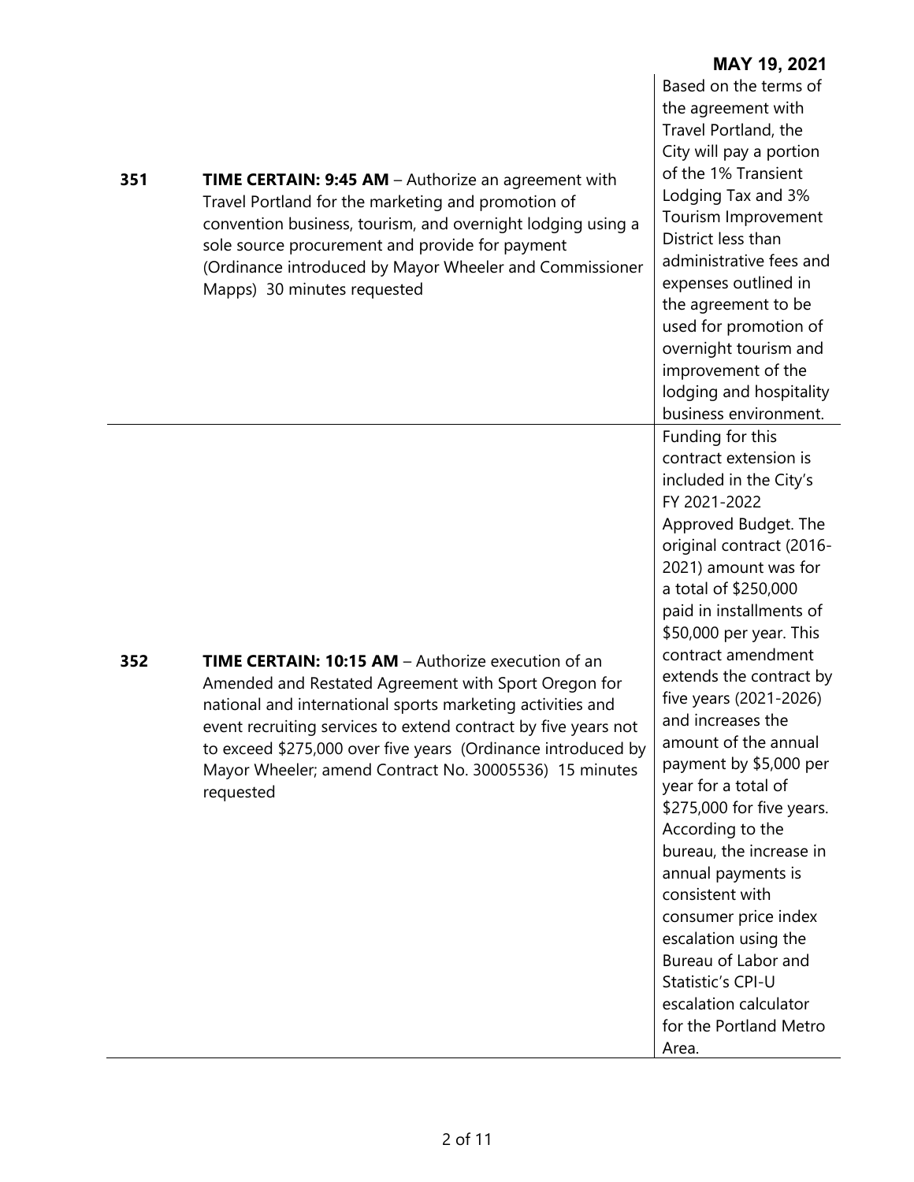**MAY 19, 2021**

| | | |
|---|---|---|
| **351** | **TIME CERTAIN: 9:45 AM** – Authorize an agreement with Travel Portland for the marketing and promotion of convention business, tourism, and overnight lodging using a sole source procurement and provide for payment (Ordinance introduced by Mayor Wheeler and Commissioner Mapps) 30 minutes requested | Based on the terms of the agreement with Travel Portland, the City will pay a portion of the 1% Transient Lodging Tax and 3% Tourism Improvement District less than administrative fees and expenses outlined in the agreement to be used for promotion of overnight tourism and improvement of the lodging and hospitality business environment. |
| **352** | **TIME CERTAIN: 10:15 AM** – Authorize execution of an Amended and Restated Agreement with Sport Oregon for national and international sports marketing activities and event recruiting services to extend contract by five years not to exceed $275,000 over five years (Ordinance introduced by Mayor Wheeler; amend Contract No. 30005536) 15 minutes requested | Funding for this contract extension is included in the City's FY 2021-2022 Approved Budget. The original contract (2016-2021) amount was for a total of $250,000 paid in installments of $50,000 per year. This contract amendment extends the contract by five years (2021-2026) and increases the amount of the annual payment by $5,000 per year for a total of $275,000 for five years. According to the bureau, the increase in annual payments is consistent with consumer price index escalation using the Bureau of Labor and Statistic's CPI-U escalation calculator for the Portland Metro Area. |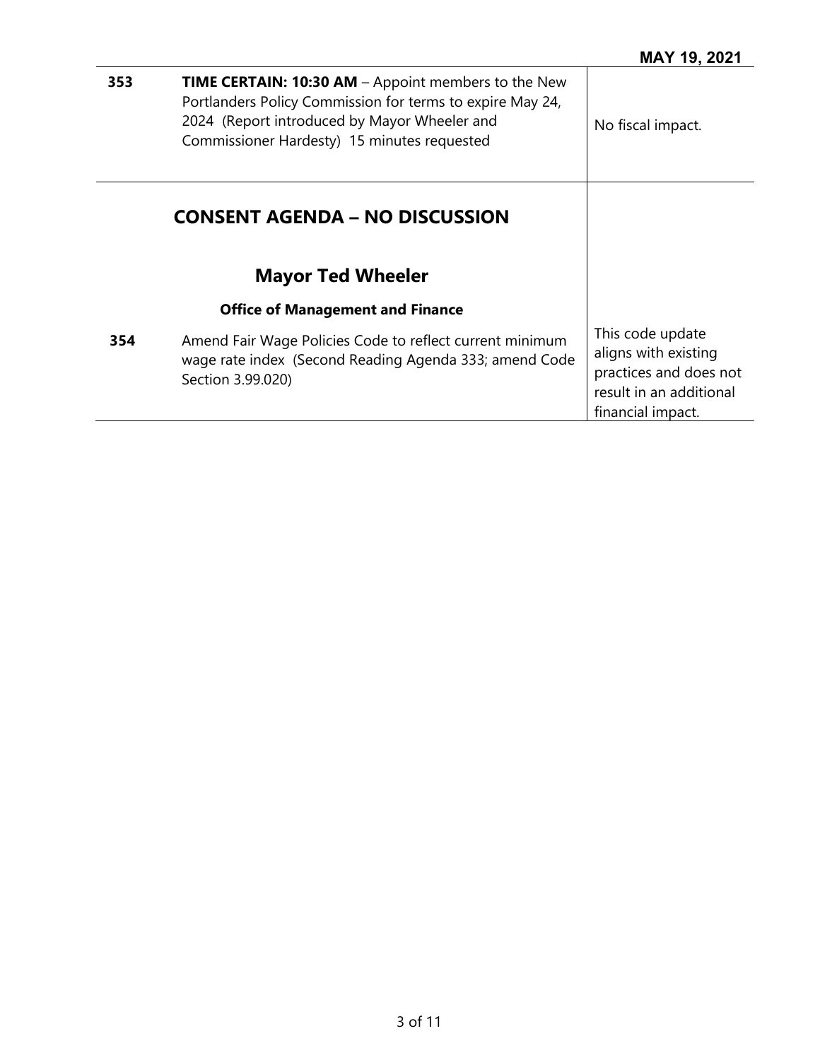| | | |
|---|---|---|
| **353** | **TIME CERTAIN: 10:30 AM** – Appoint members to the New Portlanders Policy Commission for terms to expire May 24, 2024 (Report introduced by Mayor Wheeler and Commissioner Hardesty) 15 minutes requested | No fiscal impact. |

## CONSENT AGENDA – NO DISCUSSION

## Mayor Ted Wheeler

### Office of Management and Finance

| | | |
|---|---|---|
| **354** | Amend Fair Wage Policies Code to reflect current minimum wage rate index (Second Reading Agenda 333; amend Code Section 3.99.020) | This code update aligns with existing practices and does not result in an additional financial impact. |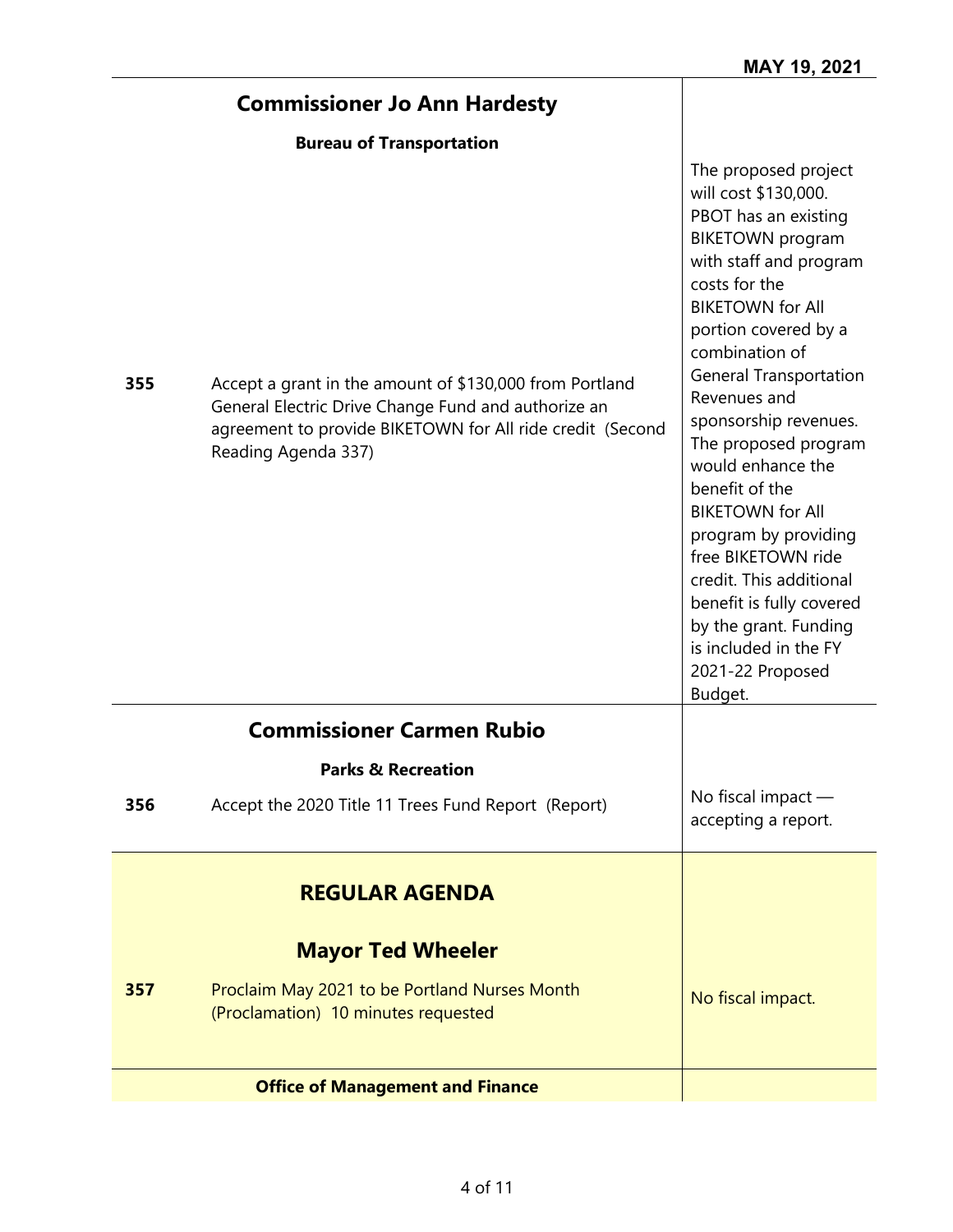MAY 19, 2021

## Commissioner Jo Ann Hardesty

### Bureau of Transportation

| | | |
|---|---|---|
| **355** | Accept a grant in the amount of $130,000 from Portland General Electric Drive Change Fund and authorize an agreement to provide BIKETOWN for All ride credit (Second Reading Agenda 337) | The proposed project will cost $130,000. PBOT has an existing BIKETOWN program with staff and program costs for the BIKETOWN for All portion covered by a combination of General Transportation Revenues and sponsorship revenues. The proposed program would enhance the benefit of the BIKETOWN for All program by providing free BIKETOWN ride credit. This additional benefit is fully covered by the grant. Funding is included in the FY 2021-22 Proposed Budget. |

## Commissioner Carmen Rubio

### Parks & Recreation

| | | |
|---|---|---|
| **356** | Accept the 2020 Title 11 Trees Fund Report (Report) | No fiscal impact — accepting a report. |

## REGULAR AGENDA

## Mayor Ted Wheeler

| | | |
|---|---|---|
| **357** | Proclaim May 2021 to be Portland Nurses Month (Proclamation) 10 minutes requested | No fiscal impact. |

### Office of Management and Finance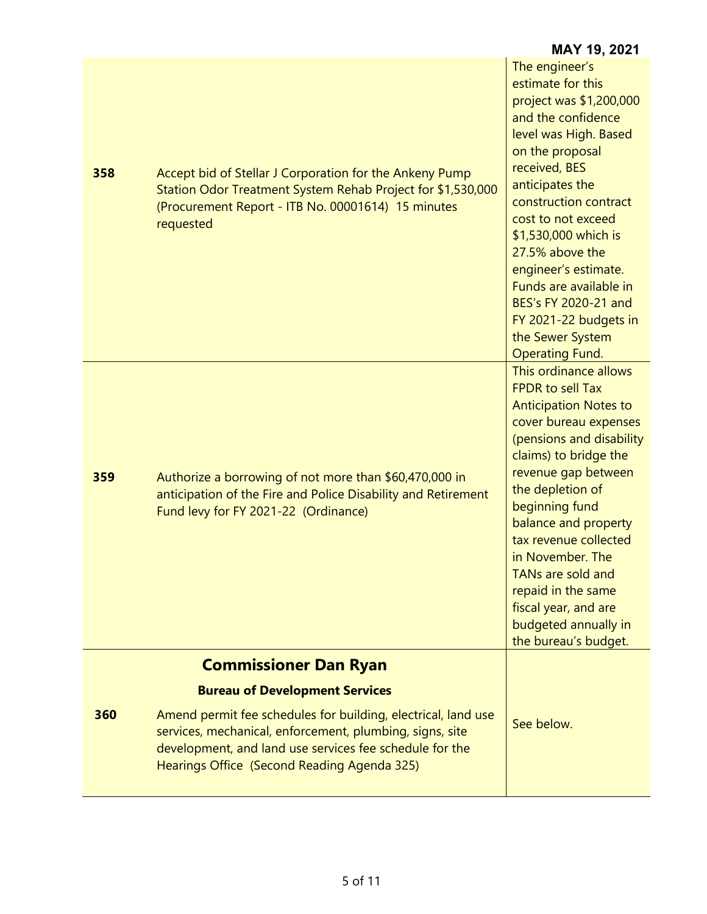**MAY 19, 2021**

| | | |
|---|---|---|
| **358** | Accept bid of Stellar J Corporation for the Ankeny Pump Station Odor Treatment System Rehab Project for $1,530,000 (Procurement Report - ITB No. 00001614) 15 minutes requested | The engineer's estimate for this project was $1,200,000 and the confidence level was High. Based on the proposal received, BES anticipates the construction contract cost to not exceed $1,530,000 which is 27.5% above the engineer's estimate. Funds are available in BES's FY 2020-21 and FY 2021-22 budgets in the Sewer System Operating Fund. |
| **359** | Authorize a borrowing of not more than $60,470,000 in anticipation of the Fire and Police Disability and Retirement Fund levy for FY 2021-22 (Ordinance) | This ordinance allows FPDR to sell Tax Anticipation Notes to cover bureau expenses (pensions and disability claims) to bridge the revenue gap between the depletion of beginning fund balance and property tax revenue collected in November. The TANs are sold and repaid in the same fiscal year, and are budgeted annually in the bureau's budget. |
| | **Commissioner Dan Ryan** | |
| | **Bureau of Development Services** | |
| **360** | Amend permit fee schedules for building, electrical, land use services, mechanical, enforcement, plumbing, signs, site development, and land use services fee schedule for the Hearings Office (Second Reading Agenda 325) | See below. |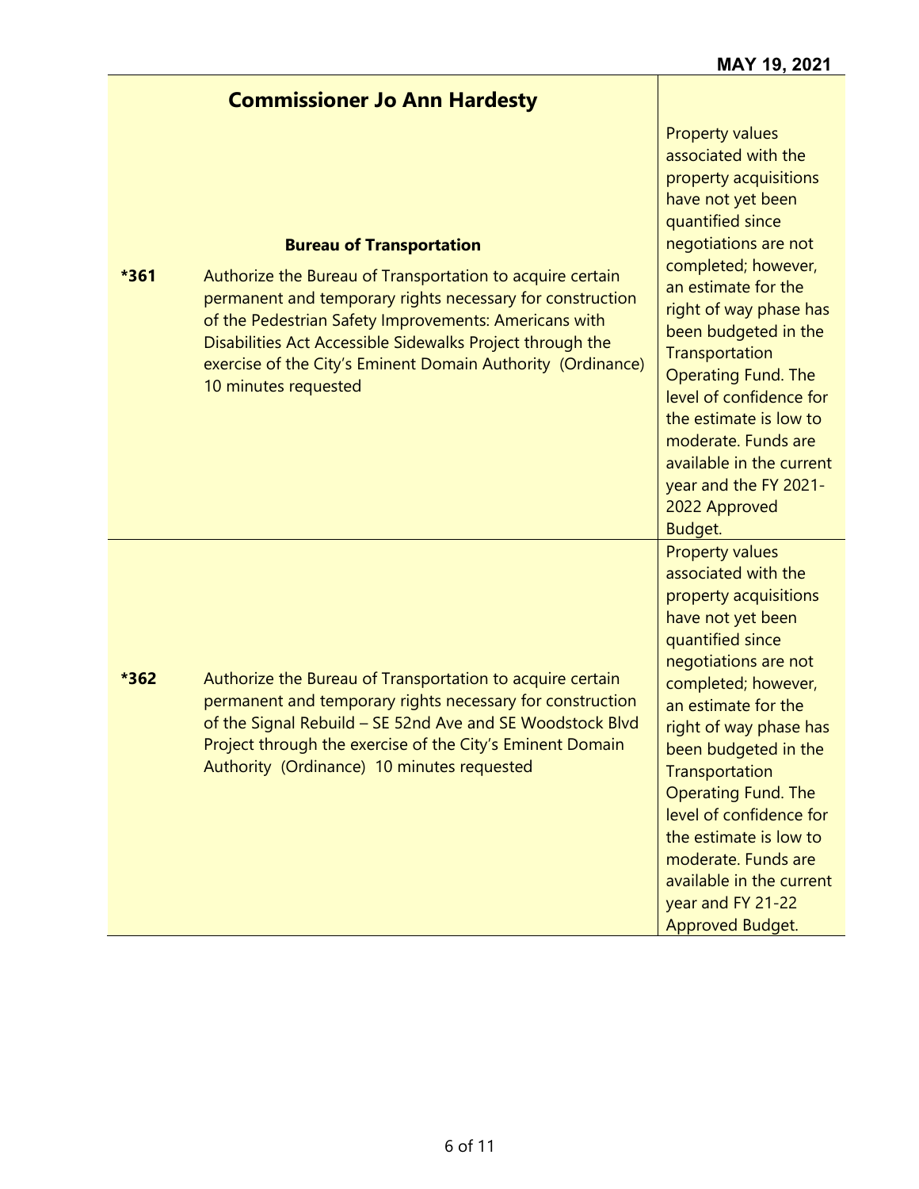MAY 19, 2021

## Commissioner Jo Ann Hardesty

### Bureau of Transportation

| | | |
|---|---|---|
| *361 | Authorize the Bureau of Transportation to acquire certain permanent and temporary rights necessary for construction of the Pedestrian Safety Improvements: Americans with Disabilities Act Accessible Sidewalks Project through the exercise of the City's Eminent Domain Authority (Ordinance) 10 minutes requested | Property values associated with the property acquisitions have not yet been quantified since negotiations are not completed; however, an estimate for the right of way phase has been budgeted in the Transportation Operating Fund. The level of confidence for the estimate is low to moderate. Funds are available in the current year and the FY 2021-2022 Approved Budget. |
| *362 | Authorize the Bureau of Transportation to acquire certain permanent and temporary rights necessary for construction of the Signal Rebuild – SE 52nd Ave and SE Woodstock Blvd Project through the exercise of the City's Eminent Domain Authority (Ordinance) 10 minutes requested | Property values associated with the property acquisitions have not yet been quantified since negotiations are not completed; however, an estimate for the right of way phase has been budgeted in the Transportation Operating Fund. The level of confidence for the estimate is low to moderate. Funds are available in the current year and FY 21-22 Approved Budget. |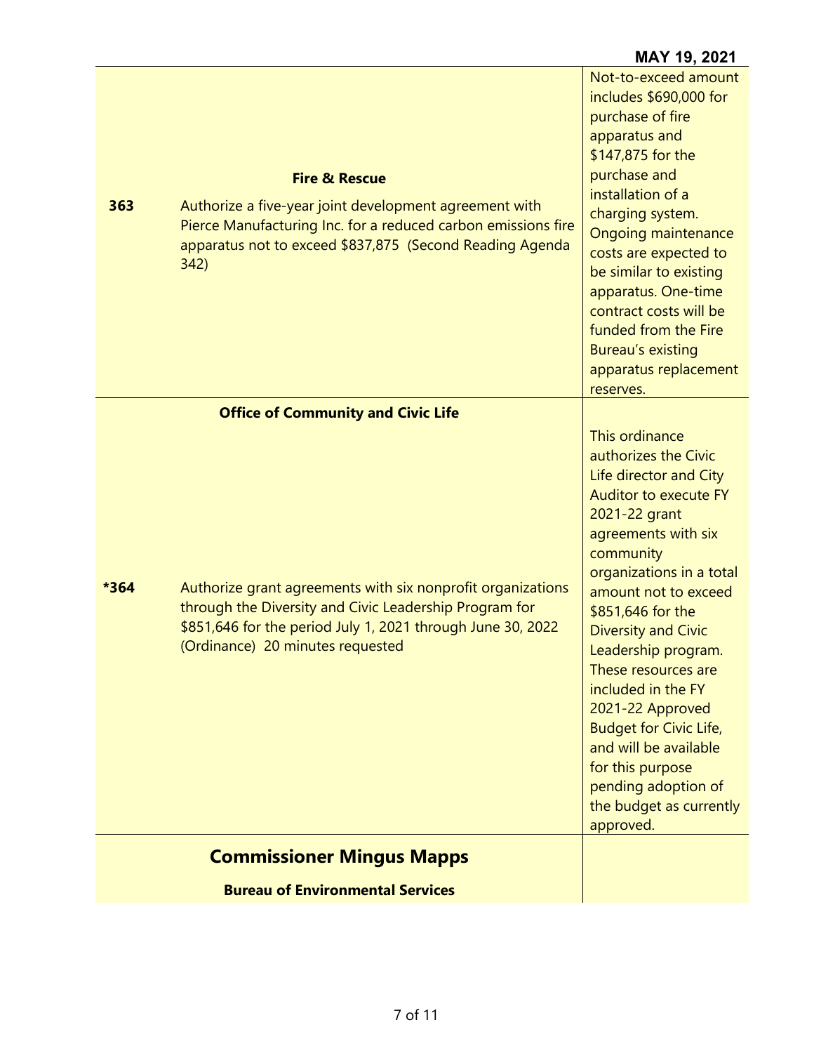| | | |
|---|---|---|
| **363** | **Fire & Rescue**<br><br>Authorize a five-year joint development agreement with Pierce Manufacturing Inc. for a reduced carbon emissions fire apparatus not to exceed $837,875 (Second Reading Agenda 342) | Not-to-exceed amount includes $690,000 for purchase of fire apparatus and $147,875 for the purchase and installation of a charging system. Ongoing maintenance costs are expected to be similar to existing apparatus. One-time contract costs will be funded from the Fire Bureau's existing apparatus replacement reserves. |
| **\*364** | **Office of Community and Civic Life**<br><br>Authorize grant agreements with six nonprofit organizations through the Diversity and Civic Leadership Program for $851,646 for the period July 1, 2021 through June 30, 2022 (Ordinance) 20 minutes requested | This ordinance authorizes the Civic Life director and City Auditor to execute FY 2021-22 grant agreements with six community organizations in a total amount not to exceed $851,646 for the Diversity and Civic Leadership program. These resources are included in the FY 2021-22 Approved Budget for Civic Life, and will be available for this purpose pending adoption of the budget as currently approved. |

## Commissioner Mingus Mapps

**Bureau of Environmental Services**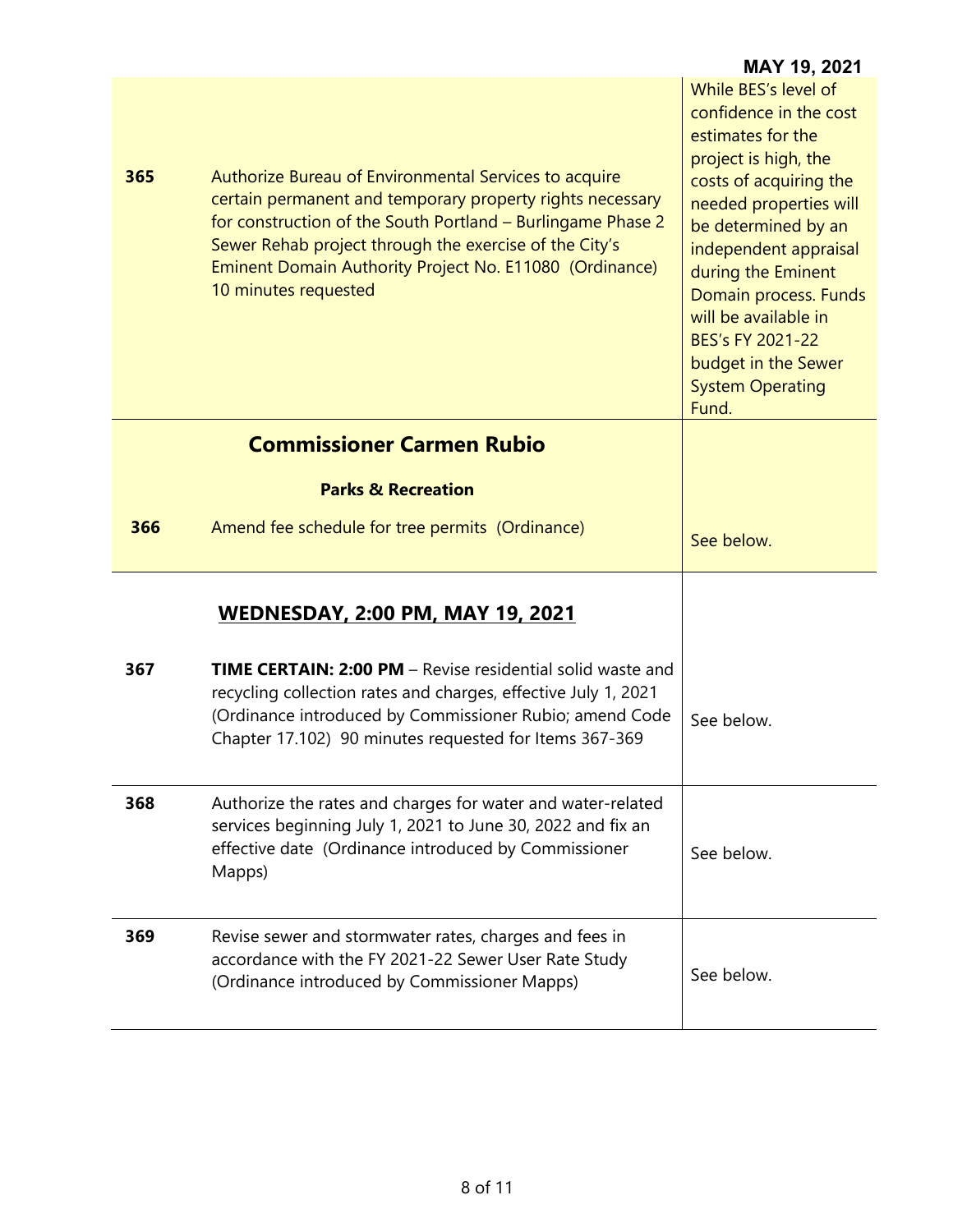**MAY 19, 2021**

| | | |
|---|---|---|
| **365** | Authorize Bureau of Environmental Services to acquire certain permanent and temporary property rights necessary for construction of the South Portland – Burlingame Phase 2 Sewer Rehab project through the exercise of the City's Eminent Domain Authority Project No. E11080 (Ordinance) 10 minutes requested | While BES's level of confidence in the cost estimates for the project is high, the costs of acquiring the needed properties will be determined by an independent appraisal during the Eminent Domain process. Funds will be available in BES's FY 2021-22 budget in the Sewer System Operating Fund. |
| | **Commissioner Carmen Rubio** | |
| | **Parks & Recreation** | |
| **366** | Amend fee schedule for tree permits (Ordinance) | See below. |
| | **WEDNESDAY, 2:00 PM, MAY 19, 2021** | |
| **367** | **TIME CERTAIN: 2:00 PM** – Revise residential solid waste and recycling collection rates and charges, effective July 1, 2021 (Ordinance introduced by Commissioner Rubio; amend Code Chapter 17.102) 90 minutes requested for Items 367-369 | See below. |
| **368** | Authorize the rates and charges for water and water-related services beginning July 1, 2021 to June 30, 2022 and fix an effective date (Ordinance introduced by Commissioner Mapps) | See below. |
| **369** | Revise sewer and stormwater rates, charges and fees in accordance with the FY 2021-22 Sewer User Rate Study (Ordinance introduced by Commissioner Mapps) | See below. |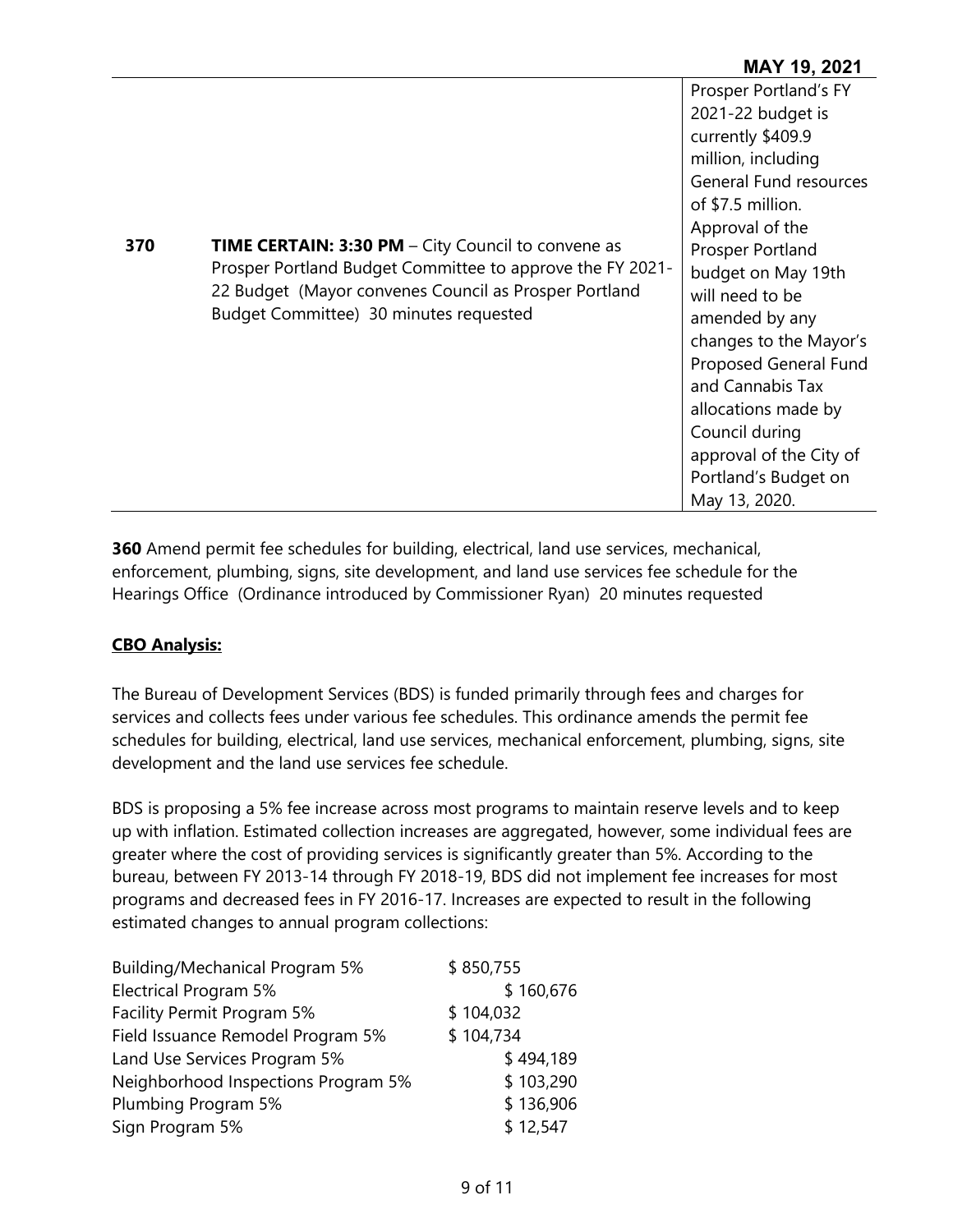**MAY 19, 2021**

| | | |
|---|---|---|
| **370** | **TIME CERTAIN: 3:30 PM** – City Council to convene as Prosper Portland Budget Committee to approve the FY 2021-22 Budget (Mayor convenes Council as Prosper Portland Budget Committee) 30 minutes requested | Prosper Portland's FY 2021-22 budget is currently $409.9 million, including General Fund resources of $7.5 million. Approval of the Prosper Portland budget on May 19th will need to be amended by any changes to the Mayor's Proposed General Fund and Cannabis Tax allocations made by Council during approval of the City of Portland's Budget on May 13, 2020. |

**360** Amend permit fee schedules for building, electrical, land use services, mechanical, enforcement, plumbing, signs, site development, and land use services fee schedule for the Hearings Office (Ordinance introduced by Commissioner Ryan) 20 minutes requested

**CBO Analysis:**

The Bureau of Development Services (BDS) is funded primarily through fees and charges for services and collects fees under various fee schedules. This ordinance amends the permit fee schedules for building, electrical, land use services, mechanical enforcement, plumbing, signs, site development and the land use services fee schedule.

BDS is proposing a 5% fee increase across most programs to maintain reserve levels and to keep up with inflation. Estimated collection increases are aggregated, however, some individual fees are greater where the cost of providing services is significantly greater than 5%. According to the bureau, between FY 2013-14 through FY 2018-19, BDS did not implement fee increases for most programs and decreased fees in FY 2016-17. Increases are expected to result in the following estimated changes to annual program collections:

| | |
|---|---|
| Building/Mechanical Program 5% | $ 850,755 |
| Electrical Program 5% | $ 160,676 |
| Facility Permit Program 5% | $ 104,032 |
| Field Issuance Remodel Program 5% | $ 104,734 |
| Land Use Services Program 5% | $ 494,189 |
| Neighborhood Inspections Program 5% | $ 103,290 |
| Plumbing Program 5% | $ 136,906 |
| Sign Program 5% | $ 12,547 |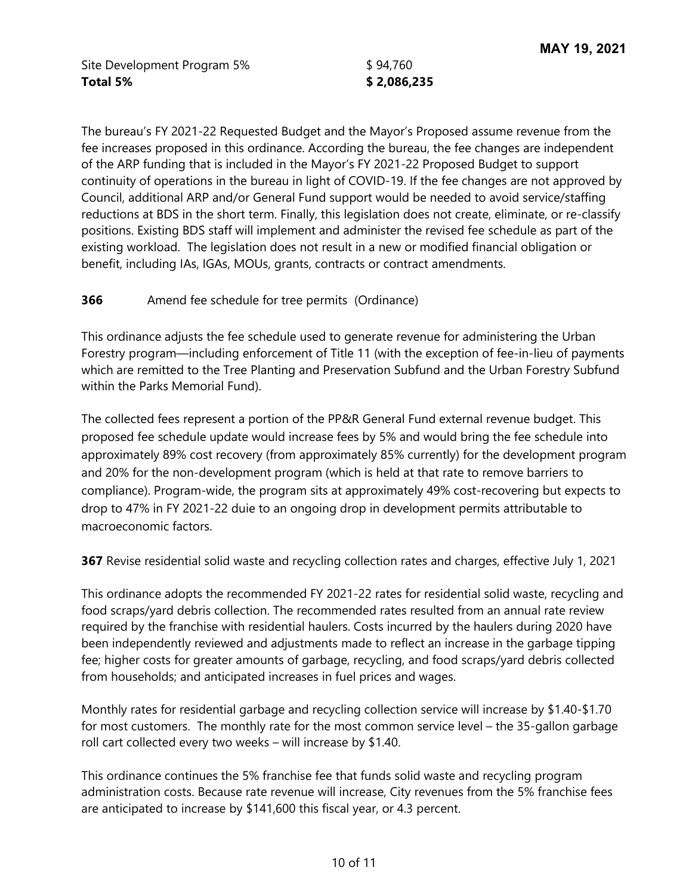| | |
|---|---|
| Site Development Program 5% | $ 94,760 |
| **Total 5%** | **$ 2,086,235** |

The bureau's FY 2021-22 Requested Budget and the Mayor's Proposed assume revenue from the fee increases proposed in this ordinance. According the bureau, the fee changes are independent of the ARP funding that is included in the Mayor's FY 2021-22 Proposed Budget to support continuity of operations in the bureau in light of COVID-19. If the fee changes are not approved by Council, additional ARP and/or General Fund support would be needed to avoid service/staffing reductions at BDS in the short term. Finally, this legislation does not create, eliminate, or re-classify positions. Existing BDS staff will implement and administer the revised fee schedule as part of the existing workload. The legislation does not result in a new or modified financial obligation or benefit, including IAs, IGAs, MOUs, grants, contracts or contract amendments.

**366** Amend fee schedule for tree permits (Ordinance)

This ordinance adjusts the fee schedule used to generate revenue for administering the Urban Forestry program—including enforcement of Title 11 (with the exception of fee-in-lieu of payments which are remitted to the Tree Planting and Preservation Subfund and the Urban Forestry Subfund within the Parks Memorial Fund).

The collected fees represent a portion of the PP&R General Fund external revenue budget. This proposed fee schedule update would increase fees by 5% and would bring the fee schedule into approximately 89% cost recovery (from approximately 85% currently) for the development program and 20% for the non-development program (which is held at that rate to remove barriers to compliance). Program-wide, the program sits at approximately 49% cost-recovering but expects to drop to 47% in FY 2021-22 duie to an ongoing drop in development permits attributable to macroeconomic factors.

**367** Revise residential solid waste and recycling collection rates and charges, effective July 1, 2021

This ordinance adopts the recommended FY 2021-22 rates for residential solid waste, recycling and food scraps/yard debris collection. The recommended rates resulted from an annual rate review required by the franchise with residential haulers. Costs incurred by the haulers during 2020 have been independently reviewed and adjustments made to reflect an increase in the garbage tipping fee; higher costs for greater amounts of garbage, recycling, and food scraps/yard debris collected from households; and anticipated increases in fuel prices and wages.

Monthly rates for residential garbage and recycling collection service will increase by $1.40-$1.70 for most customers. The monthly rate for the most common service level – the 35-gallon garbage roll cart collected every two weeks – will increase by $1.40.

This ordinance continues the 5% franchise fee that funds solid waste and recycling program administration costs. Because rate revenue will increase, City revenues from the 5% franchise fees are anticipated to increase by $141,600 this fiscal year, or 4.3 percent.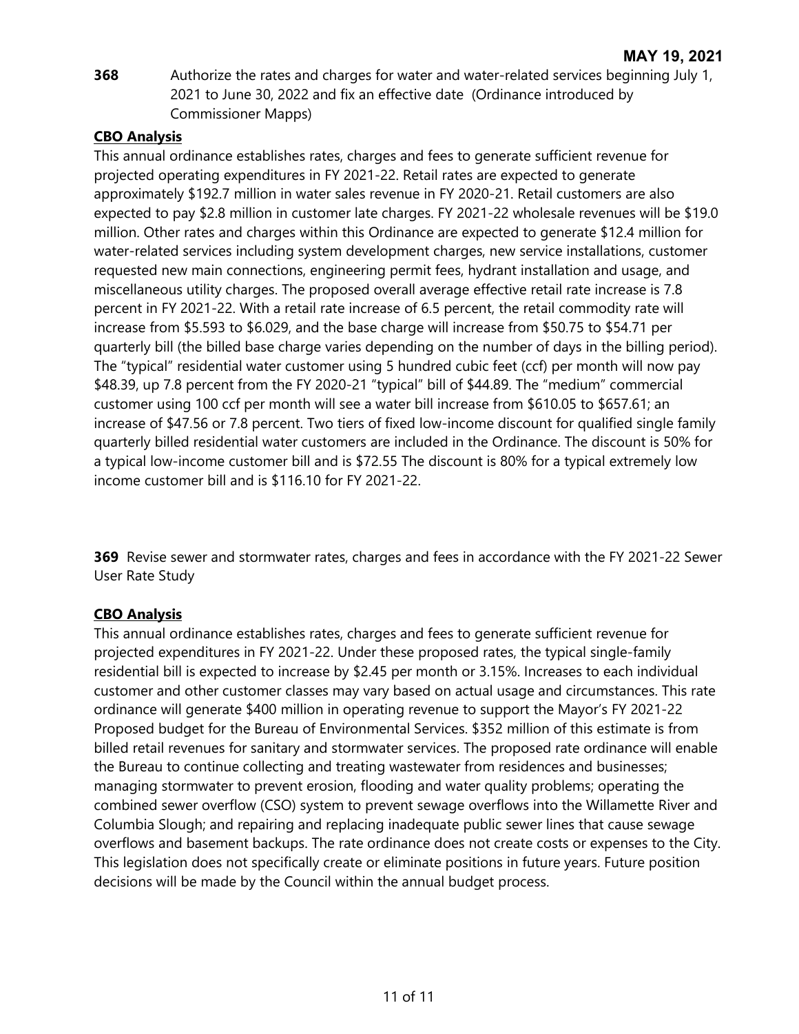**MAY 19, 2021**

**368** Authorize the rates and charges for water and water-related services beginning July 1, 2021 to June 30, 2022 and fix an effective date (Ordinance introduced by Commissioner Mapps)

**CBO Analysis**

This annual ordinance establishes rates, charges and fees to generate sufficient revenue for projected operating expenditures in FY 2021-22. Retail rates are expected to generate approximately $192.7 million in water sales revenue in FY 2020-21. Retail customers are also expected to pay $2.8 million in customer late charges. FY 2021-22 wholesale revenues will be $19.0 million. Other rates and charges within this Ordinance are expected to generate $12.4 million for water-related services including system development charges, new service installations, customer requested new main connections, engineering permit fees, hydrant installation and usage, and miscellaneous utility charges. The proposed overall average effective retail rate increase is 7.8 percent in FY 2021-22. With a retail rate increase of 6.5 percent, the retail commodity rate will increase from $5.593 to $6.029, and the base charge will increase from $50.75 to $54.71 per quarterly bill (the billed base charge varies depending on the number of days in the billing period). The "typical" residential water customer using 5 hundred cubic feet (ccf) per month will now pay $48.39, up 7.8 percent from the FY 2020-21 "typical" bill of $44.89. The "medium" commercial customer using 100 ccf per month will see a water bill increase from $610.05 to $657.61; an increase of $47.56 or 7.8 percent. Two tiers of fixed low-income discount for qualified single family quarterly billed residential water customers are included in the Ordinance. The discount is 50% for a typical low-income customer bill and is $72.55 The discount is 80% for a typical extremely low income customer bill and is $116.10 for FY 2021-22.

**369** Revise sewer and stormwater rates, charges and fees in accordance with the FY 2021-22 Sewer User Rate Study

**CBO Analysis**

This annual ordinance establishes rates, charges and fees to generate sufficient revenue for projected expenditures in FY 2021-22. Under these proposed rates, the typical single-family residential bill is expected to increase by $2.45 per month or 3.15%. Increases to each individual customer and other customer classes may vary based on actual usage and circumstances. This rate ordinance will generate $400 million in operating revenue to support the Mayor's FY 2021-22 Proposed budget for the Bureau of Environmental Services. $352 million of this estimate is from billed retail revenues for sanitary and stormwater services. The proposed rate ordinance will enable the Bureau to continue collecting and treating wastewater from residences and businesses; managing stormwater to prevent erosion, flooding and water quality problems; operating the combined sewer overflow (CSO) system to prevent sewage overflows into the Willamette River and Columbia Slough; and repairing and replacing inadequate public sewer lines that cause sewage overflows and basement backups. The rate ordinance does not create costs or expenses to the City. This legislation does not specifically create or eliminate positions in future years. Future position decisions will be made by the Council within the annual budget process.